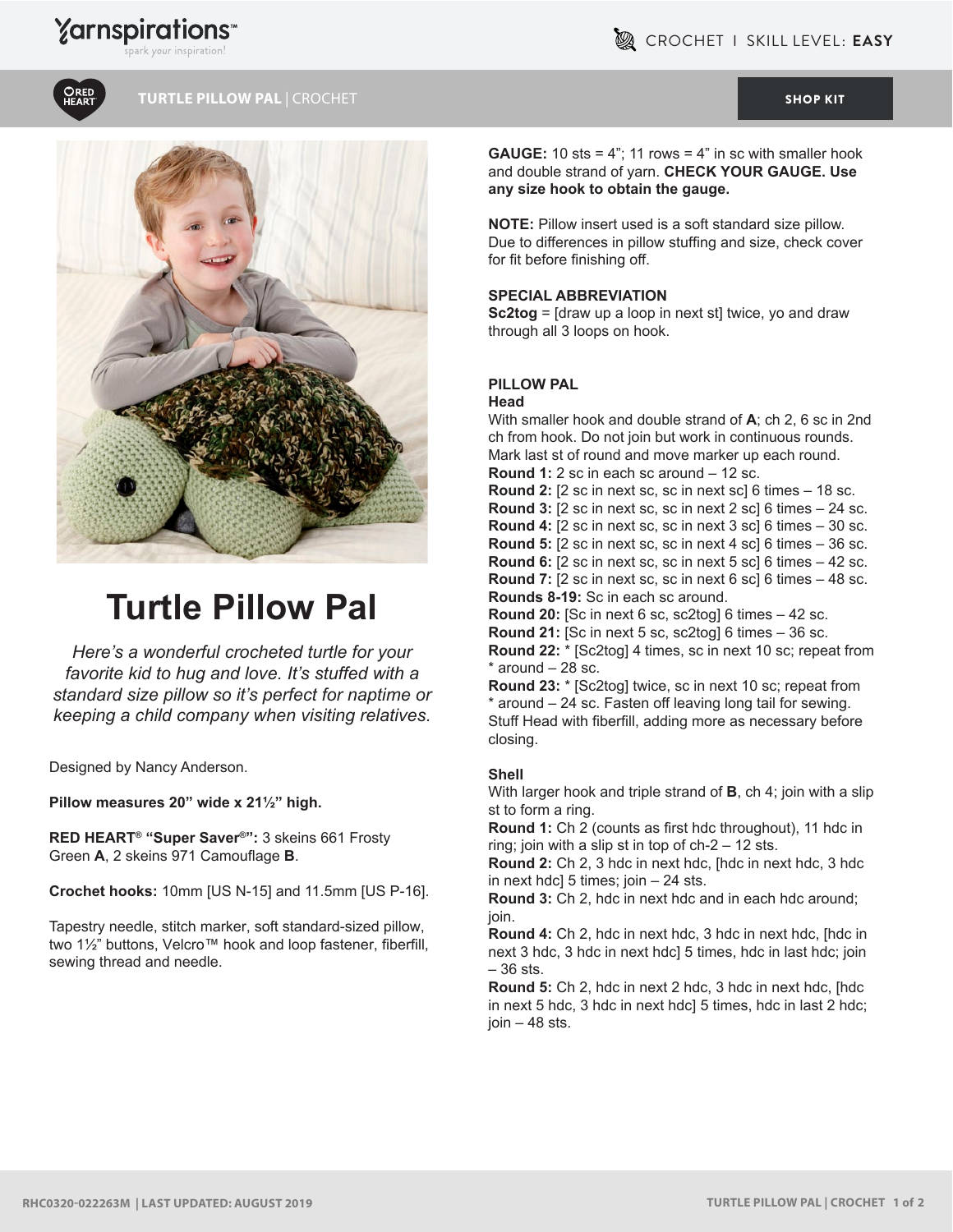# Turtle Pillow Pal

*Here's a wonderful crocheted turtle for your favorite kid to hug and love. It's stuffed with a standard size pillow so it's perfect for naptime or keeping a child company when visiting relatives.*

Designed by Nancy Anderson.

**Pillow measures 20" wide x 21½" high.**

**RED HEART® "Super Saver®":** 3 skeins 661 Frosty Green **A**, 2 skeins 971 Camouflage **B**.

**Crochet hooks:** 10mm [US N-15] and 11.5mm [US P-16].

Tapestry needle, stitch marker, soft standard-sized pillow, two 1½" buttons, Velcro™ hook and loop fastener, fiberfill, sewing thread and needle.

**GAUGE:** 10 sts = 4"; 11 rows = 4" in sc with smaller hook and double strand of yarn. **CHECK YOUR GAUGE. Use any size hook to obtain the gauge.**

**NOTE:** Pillow insert used is a soft standard size pillow. Due to differences in pillow stuffing and size, check cover for fit before finishing off.

**SPECIAL ABBREVIATION**

**Sc2tog** = [draw up a loop in next st] twice, yo and draw through all 3 loops on hook.

**PILLOW PAL**

**Head**

With smaller hook and double strand of **A**; ch 2, 6 sc in 2nd ch from hook. Do not join but work in continuous rounds. Mark last st of round and move marker up each round.

**Round 1:** 2 sc in each sc around – 12 sc.
**Round 2:** [2 sc in next sc, sc in next sc] 6 times – 18 sc.
**Round 3:** [2 sc in next sc, sc in next 2 sc] 6 times – 24 sc.
**Round 4:** [2 sc in next sc, sc in next 3 sc] 6 times – 30 sc.
**Round 5:** [2 sc in next sc, sc in next 4 sc] 6 times – 36 sc.
**Round 6:** [2 sc in next sc, sc in next 5 sc] 6 times – 42 sc.
**Round 7:** [2 sc in next sc, sc in next 6 sc] 6 times – 48 sc.
**Rounds 8-19:** Sc in each sc around.
**Round 20:** [Sc in next 6 sc, sc2tog] 6 times – 42 sc.
**Round 21:** [Sc in next 5 sc, sc2tog] 6 times – 36 sc.
**Round 22:** * [Sc2tog] 4 times, sc in next 10 sc; repeat from * around – 28 sc.
**Round 23:** * [Sc2tog] twice, sc in next 10 sc; repeat from * around – 24 sc. Fasten off leaving long tail for sewing. Stuff Head with fiberfill, adding more as necessary before closing.

**Shell**

With larger hook and triple strand of **B**, ch 4; join with a slip st to form a ring.

**Round 1:** Ch 2 (counts as first hdc throughout), 11 hdc in ring; join with a slip st in top of ch-2 – 12 sts.
**Round 2:** Ch 2, 3 hdc in next hdc, [hdc in next hdc, 3 hdc in next hdc] 5 times; join – 24 sts.
**Round 3:** Ch 2, hdc in next hdc and in each hdc around; join.
**Round 4:** Ch 2, hdc in next hdc, 3 hdc in next hdc, [hdc in next 3 hdc, 3 hdc in next hdc] 5 times, hdc in last hdc; join – 36 sts.
**Round 5:** Ch 2, hdc in next 2 hdc, 3 hdc in next hdc, [hdc in next 5 hdc, 3 hdc in next hdc] 5 times, hdc in last 2 hdc; join – 48 sts.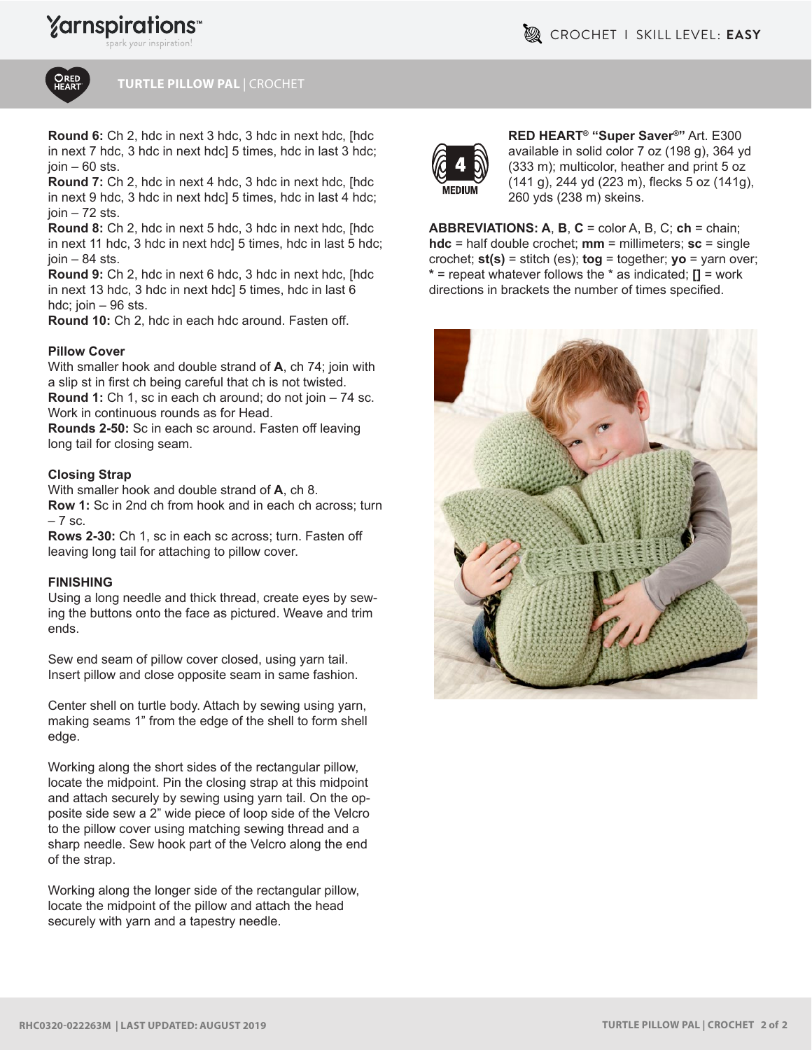**Round 6:** Ch 2, hdc in next 3 hdc, 3 hdc in next hdc, [hdc in next 7 hdc, 3 hdc in next hdc] 5 times, hdc in last 3 hdc; join – 60 sts.

**Round 7:** Ch 2, hdc in next 4 hdc, 3 hdc in next hdc, [hdc in next 9 hdc, 3 hdc in next hdc] 5 times, hdc in last 4 hdc; join – 72 sts.

**Round 8:** Ch 2, hdc in next 5 hdc, 3 hdc in next hdc, [hdc in next 11 hdc, 3 hdc in next hdc] 5 times, hdc in last 5 hdc; join – 84 sts.

**Round 9:** Ch 2, hdc in next 6 hdc, 3 hdc in next hdc, [hdc in next 13 hdc, 3 hdc in next hdc] 5 times, hdc in last 6 hdc; join – 96 sts.

**Round 10:** Ch 2, hdc in each hdc around. Fasten off.

#### Pillow Cover

With smaller hook and double strand of **A**, ch 74; join with a slip st in first ch being careful that ch is not twisted.

**Round 1:** Ch 1, sc in each ch around; do not join – 74 sc. Work in continuous rounds as for Head.

**Rounds 2-50:** Sc in each sc around. Fasten off leaving long tail for closing seam.

#### Closing Strap

With smaller hook and double strand of **A**, ch 8.

**Row 1:** Sc in 2nd ch from hook and in each ch across; turn – 7 sc.

**Rows 2-30:** Ch 1, sc in each sc across; turn. Fasten off leaving long tail for attaching to pillow cover.

#### FINISHING

Using a long needle and thick thread, create eyes by sewing the buttons onto the face as pictured. Weave and trim ends.

Sew end seam of pillow cover closed, using yarn tail. Insert pillow and close opposite seam in same fashion.

Center shell on turtle body. Attach by sewing using yarn, making seams 1” from the edge of the shell to form shell edge.

Working along the short sides of the rectangular pillow, locate the midpoint. Pin the closing strap at this midpoint and attach securely by sewing using yarn tail. On the opposite side sew a 2” wide piece of loop side of the Velcro to the pillow cover using matching sewing thread and a sharp needle. Sew hook part of the Velcro along the end of the strap.

Working along the longer side of the rectangular pillow, locate the midpoint of the pillow and attach the head securely with yarn and a tapestry needle.

4 MEDIUM

**RED HEART® “Super Saver®”** Art. E300 available in solid color 7 oz (198 g), 364 yd (333 m); multicolor, heather and print 5 oz (141 g), 244 yd (223 m), flecks 5 oz (141g), 260 yds (238 m) skeins.

**ABBREVIATIONS: A**, **B**, **C** = color A, B, C; **ch** = chain; **hdc** = half double crochet; **mm** = millimeters; **sc** = single crochet; **st(s)** = stitch (es); **tog** = together; **yo** = yarn over; **\*** = repeat whatever follows the * as indicated; **[]** = work directions in brackets the number of times specified.

RHC0320-022263M | LAST UPDATED: AUGUST 2019